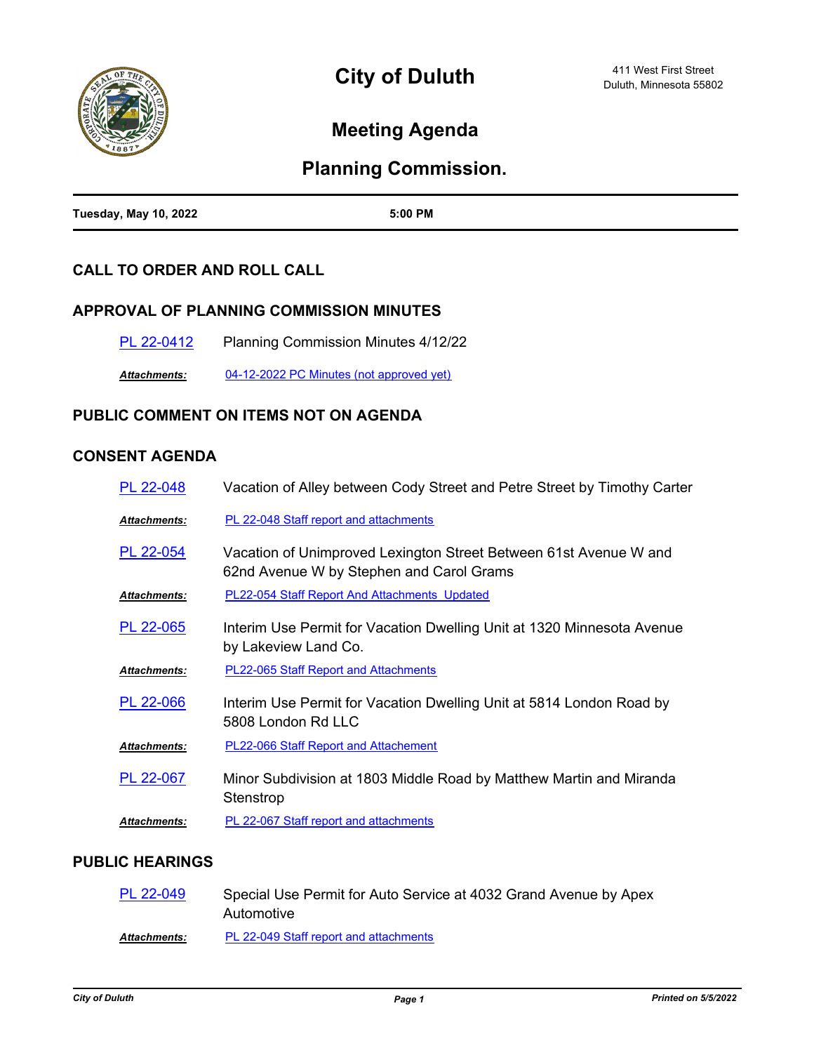# City of Duluth

411 West First Street
Duluth, Minnesota 55802

## Meeting Agenda

## Planning Commission.

**Tuesday, May 10, 2022** **5:00 PM**

### CALL TO ORDER AND ROLL CALL

### APPROVAL OF PLANNING COMMISSION MINUTES

PL 22-0412 Planning Commission Minutes 4/12/22

***Attachments:*** 04-12-2022 PC Minutes (not approved yet)

### PUBLIC COMMENT ON ITEMS NOT ON AGENDA

### CONSENT AGENDA

PL 22-048 Vacation of Alley between Cody Street and Petre Street by Timothy Carter

***Attachments:*** PL 22-048 Staff report and attachments

PL 22-054 Vacation of Unimproved Lexington Street Between 61st Avenue W and 62nd Avenue W by Stephen and Carol Grams

***Attachments:*** PL22-054 Staff Report And Attachments Updated

PL 22-065 Interim Use Permit for Vacation Dwelling Unit at 1320 Minnesota Avenue by Lakeview Land Co.

***Attachments:*** PL22-065 Staff Report and Attachments

PL 22-066 Interim Use Permit for Vacation Dwelling Unit at 5814 London Road by 5808 London Rd LLC

***Attachments:*** PL22-066 Staff Report and Attachement

PL 22-067 Minor Subdivision at 1803 Middle Road by Matthew Martin and Miranda Stenstrop

***Attachments:*** PL 22-067 Staff report and attachments

### PUBLIC HEARINGS

PL 22-049 Special Use Permit for Auto Service at 4032 Grand Avenue by Apex Automotive

***Attachments:*** PL 22-049 Staff report and attachments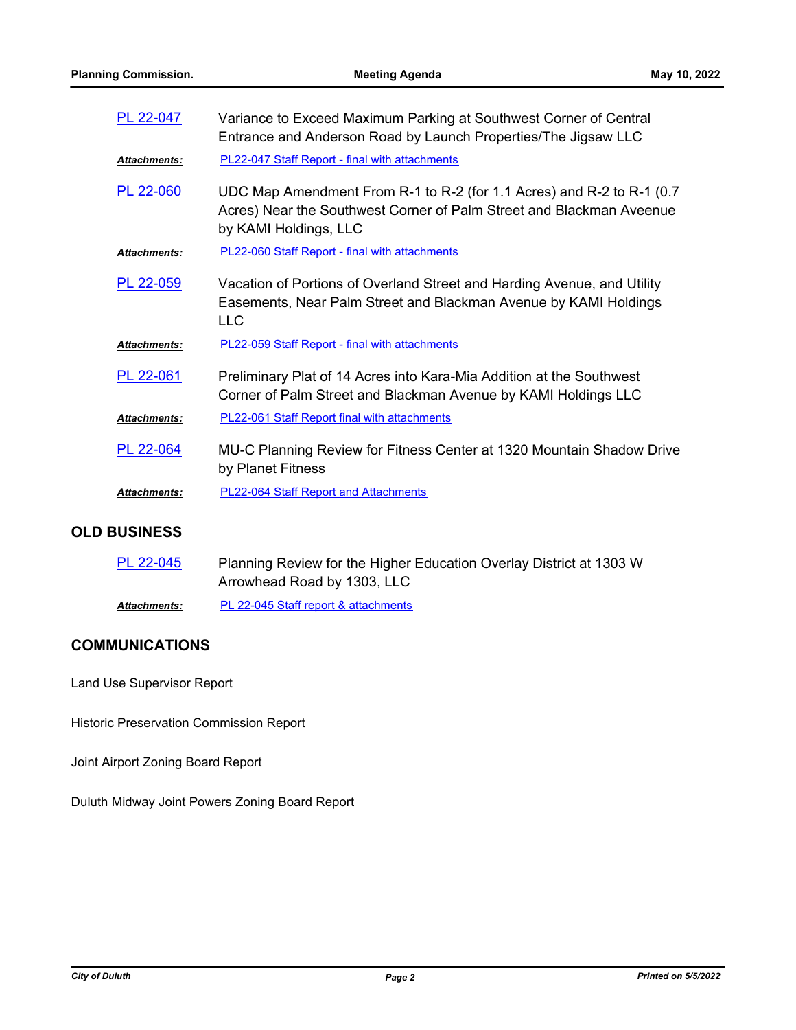PL 22-047 Variance to Exceed Maximum Parking at Southwest Corner of Central Entrance and Anderson Road by Launch Properties/The Jigsaw LLC

***Attachments:*** PL22-047 Staff Report - final with attachments

PL 22-060 UDC Map Amendment From R-1 to R-2 (for 1.1 Acres) and R-2 to R-1 (0.7 Acres) Near the Southwest Corner of Palm Street and Blackman Aveenue by KAMI Holdings, LLC

***Attachments:*** PL22-060 Staff Report - final with attachments

PL 22-059 Vacation of Portions of Overland Street and Harding Avenue, and Utility Easements, Near Palm Street and Blackman Avenue by KAMI Holdings LLC

***Attachments:*** PL22-059 Staff Report - final with attachments

PL 22-061 Preliminary Plat of 14 Acres into Kara-Mia Addition at the Southwest Corner of Palm Street and Blackman Avenue by KAMI Holdings LLC

***Attachments:*** PL22-061 Staff Report final with attachments

PL 22-064 MU-C Planning Review for Fitness Center at 1320 Mountain Shadow Drive by Planet Fitness

***Attachments:*** PL22-064 Staff Report and Attachments

## OLD BUSINESS

PL 22-045 Planning Review for the Higher Education Overlay District at 1303 W Arrowhead Road by 1303, LLC

***Attachments:*** PL 22-045 Staff report & attachments

## COMMUNICATIONS

Land Use Supervisor Report

Historic Preservation Commission Report

Joint Airport Zoning Board Report

Duluth Midway Joint Powers Zoning Board Report